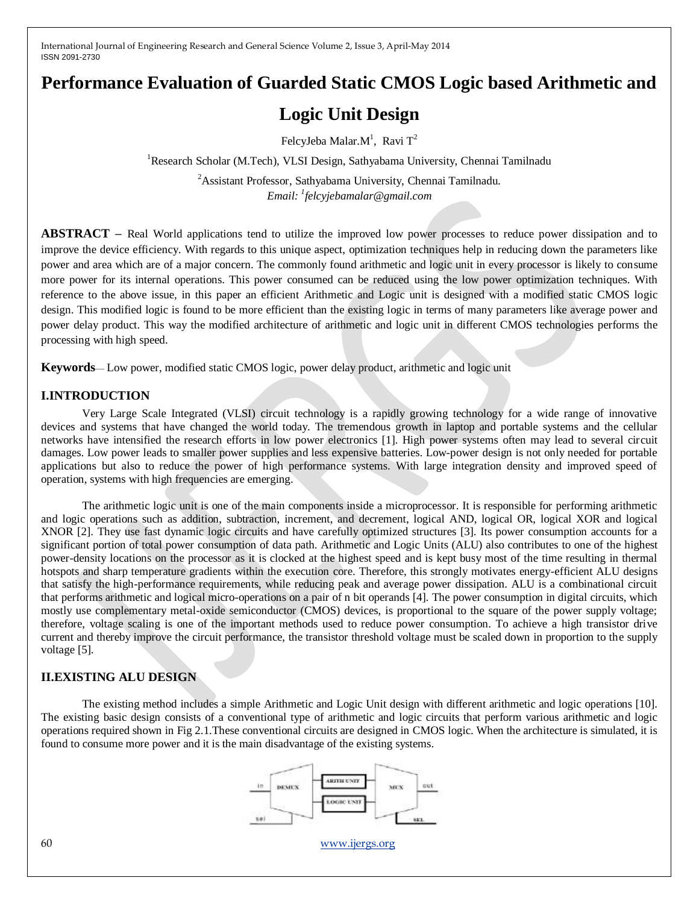# Performance Evaluation of Guarded Static CMOS Logic based Arithmetic and Logic Unit Design

FelcyJeba Malar.M[1], Ravi T[2]

[1]Research Scholar (M.Tech), VLSI Design, Sathyabama University, Chennai Tamilnadu

[2]Assistant Professor, Sathyabama University, Chennai Tamilnadu.

*Email: [1]felcyjebamalar@gmail.com*

**ABSTRACT –** Real World applications tend to utilize the improved low power processes to reduce power dissipation and to improve the device efficiency. With regards to this unique aspect, optimization techniques help in reducing down the parameters like power and area which are of a major concern. The commonly found arithmetic and logic unit in every processor is likely to consume more power for its internal operations. This power consumed can be reduced using the low power optimization techniques. With reference to the above issue, in this paper an efficient Arithmetic and Logic unit is designed with a modified static CMOS logic design. This modified logic is found to be more efficient than the existing logic in terms of many parameters like average power and power delay product. This way the modified architecture of arithmetic and logic unit in different CMOS technologies performs the processing with high speed.

**Keywords**— Low power, modified static CMOS logic, power delay product, arithmetic and logic unit

## I.INTRODUCTION

Very Large Scale Integrated (VLSI) circuit technology is a rapidly growing technology for a wide range of innovative devices and systems that have changed the world today. The tremendous growth in laptop and portable systems and the cellular networks have intensified the research efforts in low power electronics [1]. High power systems often may lead to several circuit damages. Low power leads to smaller power supplies and less expensive batteries. Low-power design is not only needed for portable applications but also to reduce the power of high performance systems. With large integration density and improved speed of operation, systems with high frequencies are emerging.

The arithmetic logic unit is one of the main components inside a microprocessor. It is responsible for performing arithmetic and logic operations such as addition, subtraction, increment, and decrement, logical AND, logical OR, logical XOR and logical XNOR [2]. They use fast dynamic logic circuits and have carefully optimized structures [3]. Its power consumption accounts for a significant portion of total power consumption of data path. Arithmetic and Logic Units (ALU) also contributes to one of the highest power-density locations on the processor as it is clocked at the highest speed and is kept busy most of the time resulting in thermal hotspots and sharp temperature gradients within the execution core. Therefore, this strongly motivates energy-efficient ALU designs that satisfy the high-performance requirements, while reducing peak and average power dissipation. ALU is a combinational circuit that performs arithmetic and logical micro-operations on a pair of n bit operands [4]. The power consumption in digital circuits, which mostly use complementary metal-oxide semiconductor (CMOS) devices, is proportional to the square of the power supply voltage; therefore, voltage scaling is one of the important methods used to reduce power consumption. To achieve a high transistor drive current and thereby improve the circuit performance, the transistor threshold voltage must be scaled down in proportion to the supply voltage [5].

## II.EXISTING ALU DESIGN

The existing method includes a simple Arithmetic and Logic Unit design with different arithmetic and logic operations [10]. The existing basic design consists of a conventional type of arithmetic and logic circuits that perform various arithmetic and logic operations required shown in Fig 2.1.These conventional circuits are designed in CMOS logic. When the architecture is simulated, it is found to consume more power and it is the main disadvantage of the existing systems.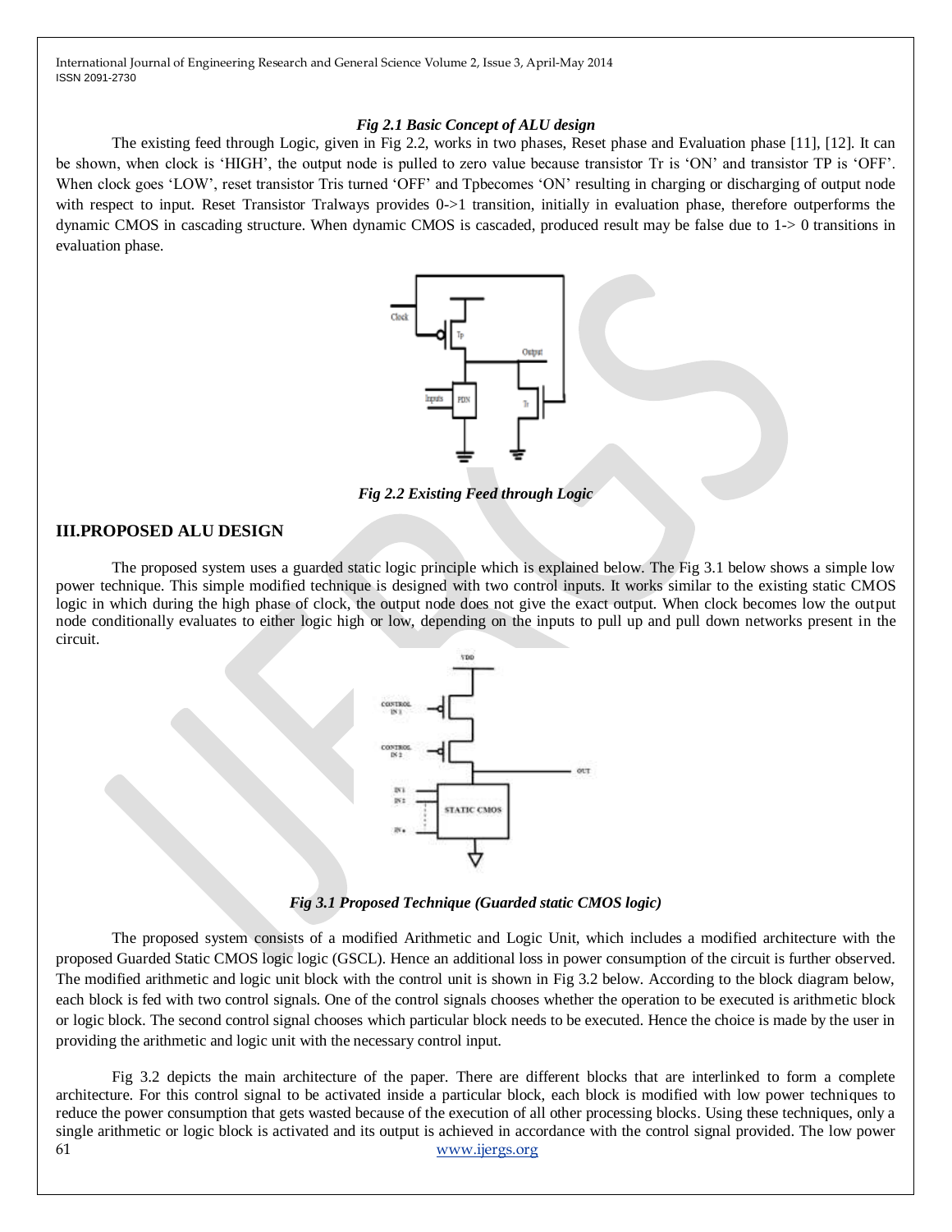*Fig 2.1 Basic Concept of ALU design*

The existing feed through Logic, given in Fig 2.2, works in two phases, Reset phase and Evaluation phase [11], [12]. It can be shown, when clock is 'HIGH', the output node is pulled to zero value because transistor Tr is 'ON' and transistor TP is 'OFF'. When clock goes 'LOW', reset transistor Tris turned 'OFF' and Tpbecomes 'ON' resulting in charging or discharging of output node with respect to input. Reset Transistor Tralways provides 0->1 transition, initially in evaluation phase, therefore outperforms the dynamic CMOS in cascading structure. When dynamic CMOS is cascaded, produced result may be false due to 1-> 0 transitions in evaluation phase.

*Fig 2.2 Existing Feed through Logic*

## III.PROPOSED ALU DESIGN

The proposed system uses a guarded static logic principle which is explained below. The Fig 3.1 below shows a simple low power technique. This simple modified technique is designed with two control inputs. It works similar to the existing static CMOS logic in which during the high phase of clock, the output node does not give the exact output. When clock becomes low the output node conditionally evaluates to either logic high or low, depending on the inputs to pull up and pull down networks present in the circuit.

*Fig 3.1 Proposed Technique (Guarded static CMOS logic)*

The proposed system consists of a modified Arithmetic and Logic Unit, which includes a modified architecture with the proposed Guarded Static CMOS logic logic (GSCL). Hence an additional loss in power consumption of the circuit is further observed. The modified arithmetic and logic unit block with the control unit is shown in Fig 3.2 below. According to the block diagram below, each block is fed with two control signals. One of the control signals chooses whether the operation to be executed is arithmetic block or logic block. The second control signal chooses which particular block needs to be executed. Hence the choice is made by the user in providing the arithmetic and logic unit with the necessary control input.

Fig 3.2 depicts the main architecture of the paper. There are different blocks that are interlinked to form a complete architecture. For this control signal to be activated inside a particular block, each block is modified with low power techniques to reduce the power consumption that gets wasted because of the execution of all other processing blocks. Using these techniques, only a single arithmetic or logic block is activated and its output is achieved in accordance with the control signal provided. The low power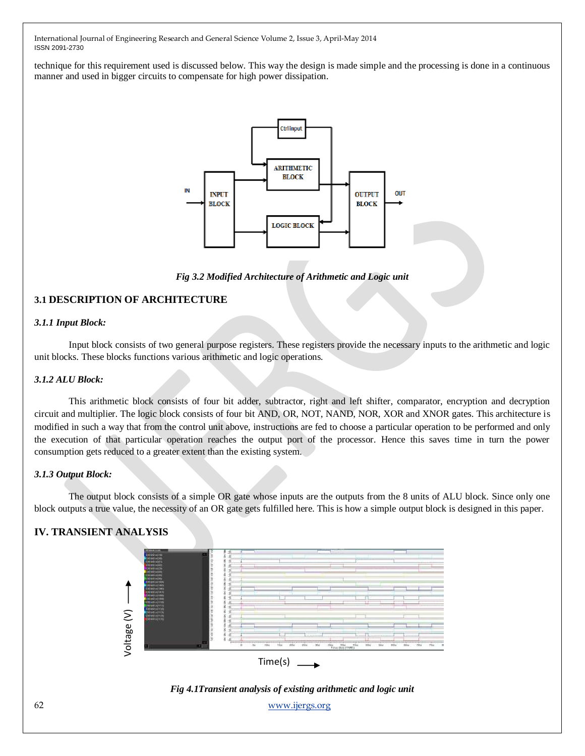technique for this requirement used is discussed below. This way the design is made simple and the processing is done in a continuous manner and used in bigger circuits to compensate for high power dissipation.

*Fig 3.2 Modified Architecture of Arithmetic and Logic unit*

## 3.1 DESCRIPTION OF ARCHITECTURE

### *3.1.1 Input Block:*

Input block consists of two general purpose registers. These registers provide the necessary inputs to the arithmetic and logic unit blocks. These blocks functions various arithmetic and logic operations.

### *3.1.2 ALU Block:*

This arithmetic block consists of four bit adder, subtractor, right and left shifter, comparator, encryption and decryption circuit and multiplier. The logic block consists of four bit AND, OR, NOT, NAND, NOR, XOR and XNOR gates. This architecture is modified in such a way that from the control unit above, instructions are fed to choose a particular operation to be performed and only the execution of that particular operation reaches the output port of the processor. Hence this saves time in turn the power consumption gets reduced to a greater extent than the existing system.

### *3.1.3 Output Block:*

The output block consists of a simple OR gate whose inputs are the outputs from the 8 units of ALU block. Since only one block outputs a true value, the necessity of an OR gate gets fulfilled here. This is how a simple output block is designed in this paper.

## IV. TRANSIENT ANALYSIS

*Fig 4.1Transient analysis of existing arithmetic and logic unit*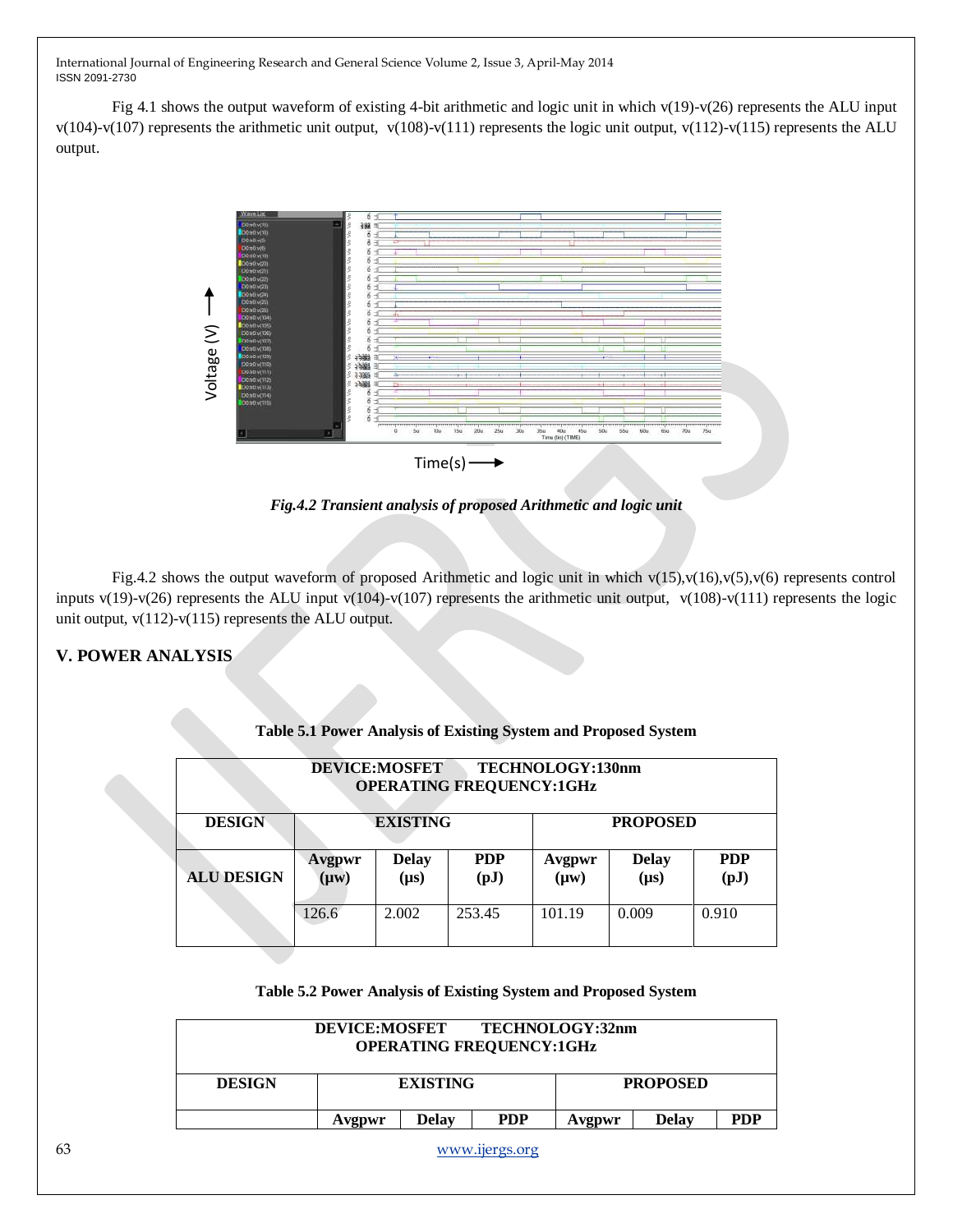Fig 4.1 shows the output waveform of existing 4-bit arithmetic and logic unit in which v(19)-v(26) represents the ALU input v(104)-v(107) represents the arithmetic unit output, v(108)-v(111) represents the logic unit output, v(112)-v(115) represents the ALU output.

*Fig.4.2 Transient analysis of proposed Arithmetic and logic unit*

Fig.4.2 shows the output waveform of proposed Arithmetic and logic unit in which v(15),v(16),v(5),v(6) represents control inputs v(19)-v(26) represents the ALU input v(104)-v(107) represents the arithmetic unit output, v(108)-v(111) represents the logic unit output, v(112)-v(115) represents the ALU output.

## V. POWER ANALYSIS

**Table 5.1 Power Analysis of Existing System and Proposed System**

| DEVICE:MOSFET TECHNOLOGY:130nm OPERATING FREQUENCY:1GHz | | | | | | |
|---|---|---|---|---|---|---|
| **DESIGN** | **EXISTING** | | | **PROPOSED** | | |
| **ALU DESIGN** | **Avgpwr (µw)** | **Delay (µs)** | **PDP (pJ)** | **Avgpwr (µw)** | **Delay (µs)** | **PDP (pJ)** |
| | 126.6 | 2.002 | 253.45 | 101.19 | 0.009 | 0.910 |

**Table 5.2 Power Analysis of Existing System and Proposed System**

| DEVICE:MOSFET TECHNOLOGY:32nm OPERATING FREQUENCY:1GHz | | | | | | |
|---|---|---|---|---|---|---|
| **DESIGN** | **EXISTING** | | | **PROPOSED** | | |
| | **Avgpwr** | **Delay** | **PDP** | **Avgpwr** | **Delay** | **PDP** |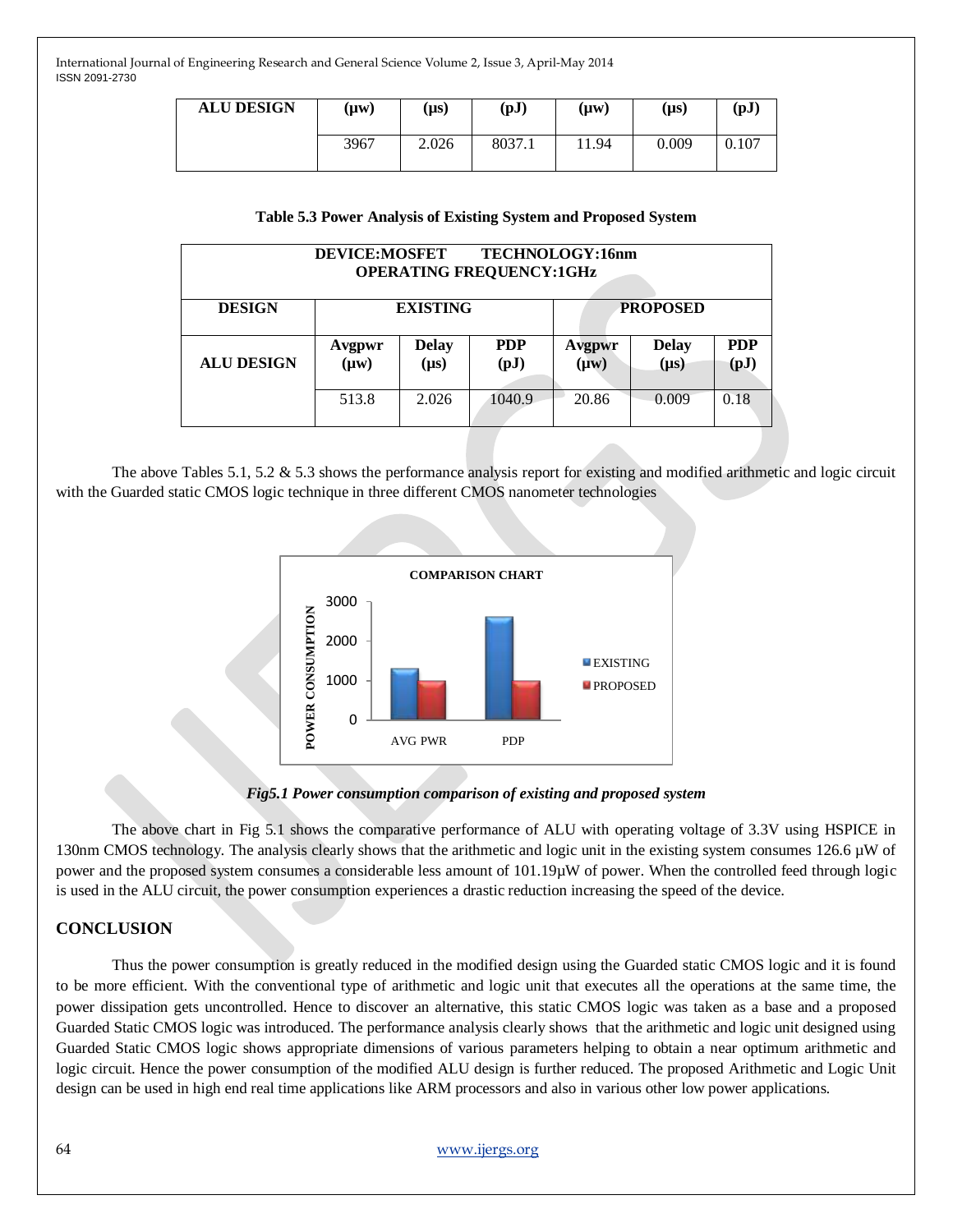| ALU DESIGN | (µw) | (µs) | (pJ) | (µw) | (µs) | (pJ) |
|---|---|---|---|---|---|---|
| | 3967 | 2.026 | 8037.1 | 11.94 | 0.009 | 0.107 |

**Table 5.3 Power Analysis of Existing System and Proposed System**

| DEVICE:MOSFET TECHNOLOGY:16nm OPERATING FREQUENCY:1GHz | | | | | | |
|---|---|---|---|---|---|---|
| **DESIGN** | **EXISTING** | | | **PROPOSED** | | |
| **ALU DESIGN** | **Avgpwr (µw)** | **Delay (µs)** | **PDP (pJ)** | **Avgpwr (µw)** | **Delay (µs)** | **PDP (pJ)** |
| | 513.8 | 2.026 | 1040.9 | 20.86 | 0.009 | 0.18 |

The above Tables 5.1, 5.2 & 5.3 shows the performance analysis report for existing and modified arithmetic and logic circuit with the Guarded static CMOS logic technique in three different CMOS nanometer technologies

***Fig5.1 Power consumption comparison of existing and proposed system***

The above chart in Fig 5.1 shows the comparative performance of ALU with operating voltage of 3.3V using HSPICE in 130nm CMOS technology. The analysis clearly shows that the arithmetic and logic unit in the existing system consumes 126.6 µW of power and the proposed system consumes a considerable less amount of 101.19µW of power. When the controlled feed through logic is used in the ALU circuit, the power consumption experiences a drastic reduction increasing the speed of the device.

## CONCLUSION

Thus the power consumption is greatly reduced in the modified design using the Guarded static CMOS logic and it is found to be more efficient. With the conventional type of arithmetic and logic unit that executes all the operations at the same time, the power dissipation gets uncontrolled. Hence to discover an alternative, this static CMOS logic was taken as a base and a proposed Guarded Static CMOS logic was introduced. The performance analysis clearly shows that the arithmetic and logic unit designed using Guarded Static CMOS logic shows appropriate dimensions of various parameters helping to obtain a near optimum arithmetic and logic circuit. Hence the power consumption of the modified ALU design is further reduced. The proposed Arithmetic and Logic Unit design can be used in high end real time applications like ARM processors and also in various other low power applications.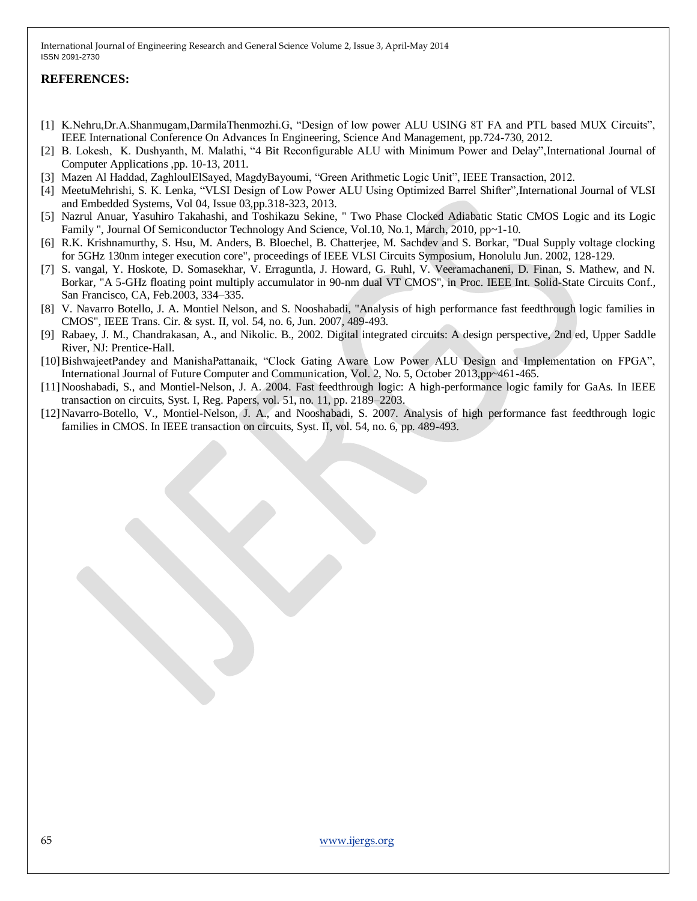## REFERENCES:

[1] K.Nehru,Dr.A.Shanmugam,DarmilaThenmozhi.G, "Design of low power ALU USING 8T FA and PTL based MUX Circuits", IEEE International Conference On Advances In Engineering, Science And Management, pp.724-730, 2012.

[2] B. Lokesh, K. Dushyanth, M. Malathi, "4 Bit Reconfigurable ALU with Minimum Power and Delay",International Journal of Computer Applications ,pp. 10-13, 2011.

[3] Mazen Al Haddad, ZaghloulElSayed, MagdyBayoumi, "Green Arithmetic Logic Unit", IEEE Transaction, 2012.

[4] MeetuMehrishi, S. K. Lenka, "VLSI Design of Low Power ALU Using Optimized Barrel Shifter",International Journal of VLSI and Embedded Systems, Vol 04, Issue 03,pp.318-323, 2013.

[5] Nazrul Anuar, Yasuhiro Takahashi, and Toshikazu Sekine, " Two Phase Clocked Adiabatic Static CMOS Logic and its Logic Family ", Journal Of Semiconductor Technology And Science, Vol.10, No.1, March, 2010, pp~1-10.

[6] R.K. Krishnamurthy, S. Hsu, M. Anders, B. Bloechel, B. Chatterjee, M. Sachdev and S. Borkar, "Dual Supply voltage clocking for 5GHz 130nm integer execution core", proceedings of IEEE VLSI Circuits Symposium, Honolulu Jun. 2002, 128-129.

[7] S. vangal, Y. Hoskote, D. Somasekhar, V. Erraguntla, J. Howard, G. Ruhl, V. Veeramachaneni, D. Finan, S. Mathew, and N. Borkar, "A 5-GHz floating point multiply accumulator in 90-nm dual VT CMOS", in Proc. IEEE Int. Solid-State Circuits Conf., San Francisco, CA, Feb.2003, 334–335.

[8] V. Navarro Botello, J. A. Montiel Nelson, and S. Nooshabadi, "Analysis of high performance fast feedthrough logic families in CMOS", IEEE Trans. Cir. & syst. II, vol. 54, no. 6, Jun. 2007, 489-493.

[9] Rabaey, J. M., Chandrakasan, A., and Nikolic. B., 2002. Digital integrated circuits: A design perspective, 2nd ed, Upper Saddle River, NJ: Prentice-Hall.

[10] BishwajeetPandey and ManishaPattanaik, "Clock Gating Aware Low Power ALU Design and Implementation on FPGA", International Journal of Future Computer and Communication, Vol. 2, No. 5, October 2013,pp~461-465.

[11] Nooshabadi, S., and Montiel-Nelson, J. A. 2004. Fast feedthrough logic: A high-performance logic family for GaAs. In IEEE transaction on circuits, Syst. I, Reg. Papers, vol. 51, no. 11, pp. 2189–2203.

[12] Navarro-Botello, V., Montiel-Nelson, J. A., and Nooshabadi, S. 2007. Analysis of high performance fast feedthrough logic families in CMOS. In IEEE transaction on circuits, Syst. II, vol. 54, no. 6, pp. 489-493.